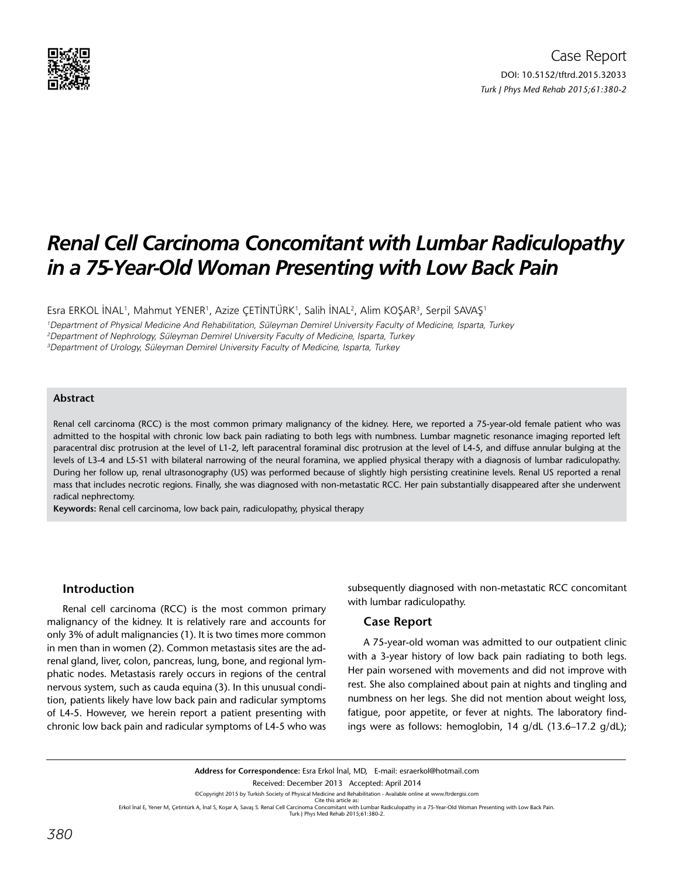Case Report

DOI: 10.5152/tftrd.2015.32033

# Renal Cell Carcinoma Concomitant with Lumbar Radiculopathy in a 75-Year-Old Woman Presenting with Low Back Pain

Esra ERKOL İNAL[1], Mahmut YENER[1], Azize ÇETİNTÜRK[1], Salih İNAL[2], Alim KOŞAR[3], Serpil SAVAŞ[1]

[1]Department of Physical Medicine And Rehabilitation, Süleyman Demirel University Faculty of Medicine, Isparta, Turkey
[2]Department of Nephrology, Süleyman Demirel University Faculty of Medicine, Isparta, Turkey
[3]Department of Urology, Süleyman Demirel University Faculty of Medicine, Isparta, Turkey

### Abstract

Renal cell carcinoma (RCC) is the most common primary malignancy of the kidney. Here, we reported a 75-year-old female patient who was admitted to the hospital with chronic low back pain radiating to both legs with numbness. Lumbar magnetic resonance imaging reported left paracentral disc protrusion at the level of L1-2, left paracentral foraminal disc protrusion at the level of L4-5, and diffuse annular bulging at the levels of L3-4 and L5-S1 with bilateral narrowing of the neural foramina, we applied physical therapy with a diagnosis of lumbar radiculopathy. During her follow up, renal ultrasonography (US) was performed because of slightly high persisting creatinine levels. Renal US reported a renal mass that includes necrotic regions. Finally, she was diagnosed with non-metastatic RCC. Her pain substantially disappeared after she underwent radical nephrectomy.

**Keywords:** Renal cell carcinoma, low back pain, radiculopathy, physical therapy

## Introduction

Renal cell carcinoma (RCC) is the most common primary malignancy of the kidney. It is relatively rare and accounts for only 3% of adult malignancies (1). It is two times more common in men than in women (2). Common metastasis sites are the adrenal gland, liver, colon, pancreas, lung, bone, and regional lymphatic nodes. Metastasis rarely occurs in regions of the central nervous system, such as cauda equina (3). In this unusual condition, patients likely have low back pain and radicular symptoms of L4-5. However, we herein report a patient presenting with chronic low back pain and radicular symptoms of L4-5 who was subsequently diagnosed with non-metastatic RCC concomitant with lumbar radiculopathy.

## Case Report

A 75-year-old woman was admitted to our outpatient clinic with a 3-year history of low back pain radiating to both legs. Her pain worsened with movements and did not improve with rest. She also complained about pain at nights and tingling and numbness on her legs. She did not mention about weight loss, fatigue, poor appetite, or fever at nights. The laboratory findings were as follows: hemoglobin, 14 g/dL (13.6–17.2 g/dL);

**Address for Correspondence:** Esra Erkol İnal, MD, E-mail: esraerkol@hotmail.com

Received: December 2013 Accepted: April 2014

©Copyright 2015 by Turkish Society of Physical Medicine and Rehabilitation - Available online at www.ftrdergisi.com

Cite this article as:
Erkol İnal E, Yener M, Çetintürk A, İnal S, Koşar A, Savaş S. Renal Cell Carcinoma Concomitant with Lumbar Radiculopathy in a 75-Year-Old Woman Presenting with Low Back Pain. Turk J Phys Med Rehab 2015;61:380-2.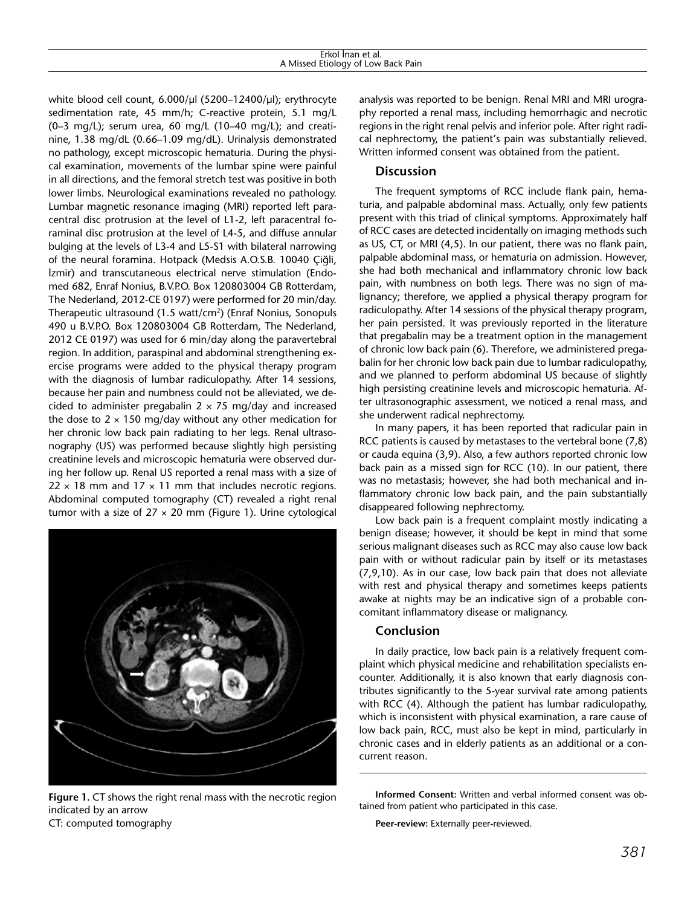white blood cell count, 6.000/µl (5200–12400/µl); erythrocyte sedimentation rate, 45 mm/h; C-reactive protein, 5.1 mg/L (0–3 mg/L); serum urea, 60 mg/L (10–40 mg/L); and creatinine, 1.38 mg/dL (0.66–1.09 mg/dL). Urinalysis demonstrated no pathology, except microscopic hematuria. During the physical examination, movements of the lumbar spine were painful in all directions, and the femoral stretch test was positive in both lower limbs. Neurological examinations revealed no pathology. Lumbar magnetic resonance imaging (MRI) reported left paracentral disc protrusion at the level of L1-2, left paracentral foraminal disc protrusion at the level of L4-5, and diffuse annular bulging at the levels of L3-4 and L5-S1 with bilateral narrowing of the neural foramina. Hotpack (Medsis A.O.S.B. 10040 Çiğli, İzmir) and transcutaneous electrical nerve stimulation (Endomed 682, Enraf Nonius, B.V.P.O. Box 120803004 GB Rotterdam, The Nederland, 2012-CE 0197) were performed for 20 min/day. Therapeutic ultrasound (1.5 watt/cm$^2$) (Enraf Nonius, Sonopuls 490 u B.V.P.O. Box 120803004 GB Rotterdam, The Nederland, 2012 CE 0197) was used for 6 min/day along the paravertebral region. In addition, paraspinal and abdominal strengthening exercise programs were added to the physical therapy program with the diagnosis of lumbar radiculopathy. After 14 sessions, because her pain and numbness could not be alleviated, we decided to administer pregabalin 2 × 75 mg/day and increased the dose to 2 × 150 mg/day without any other medication for her chronic low back pain radiating to her legs. Renal ultrasonography (US) was performed because slightly high persisting creatinine levels and microscopic hematuria were observed during her follow up. Renal US reported a renal mass with a size of 22 × 18 mm and 17 × 11 mm that includes necrotic regions. Abdominal computed tomography (CT) revealed a right renal tumor with a size of 27 × 20 mm (Figure 1). Urine cytological analysis was reported to be benign. Renal MRI and MRI urography reported a renal mass, including hemorrhagic and necrotic regions in the right renal pelvis and inferior pole. After right radical nephrectomy, the patient's pain was substantially relieved. Written informed consent was obtained from the patient.

**Figure 1.** CT shows the right renal mass with the necrotic region indicated by an arrow
CT: computed tomography

## Discussion

The frequent symptoms of RCC include flank pain, hematuria, and palpable abdominal mass. Actually, only few patients present with this triad of clinical symptoms. Approximately half of RCC cases are detected incidentally on imaging methods such as US, CT, or MRI (4,5). In our patient, there was no flank pain, palpable abdominal mass, or hematuria on admission. However, she had both mechanical and inflammatory chronic low back pain, with numbness on both legs. There was no sign of malignancy; therefore, we applied a physical therapy program for radiculopathy. After 14 sessions of the physical therapy program, her pain persisted. It was previously reported in the literature that pregabalin may be a treatment option in the management of chronic low back pain (6). Therefore, we administered pregabalin for her chronic low back pain due to lumbar radiculopathy, and we planned to perform abdominal US because of slightly high persisting creatinine levels and microscopic hematuria. After ultrasonographic assessment, we noticed a renal mass, and she underwent radical nephrectomy.

In many papers, it has been reported that radicular pain in RCC patients is caused by metastases to the vertebral bone (7,8) or cauda equina (3,9). Also, a few authors reported chronic low back pain as a missed sign for RCC (10). In our patient, there was no metastasis; however, she had both mechanical and inflammatory chronic low back pain, and the pain substantially disappeared following nephrectomy.

Low back pain is a frequent complaint mostly indicating a benign disease; however, it should be kept in mind that some serious malignant diseases such as RCC may also cause low back pain with or without radicular pain by itself or its metastases (7,9,10). As in our case, low back pain that does not alleviate with rest and physical therapy and sometimes keeps patients awake at nights may be an indicative sign of a probable concomitant inflammatory disease or malignancy.

## Conclusion

In daily practice, low back pain is a relatively frequent complaint which physical medicine and rehabilitation specialists encounter. Additionally, it is also known that early diagnosis contributes significantly to the 5-year survival rate among patients with RCC (4). Although the patient has lumbar radiculopathy, which is inconsistent with physical examination, a rare cause of low back pain, RCC, must also be kept in mind, particularly in chronic cases and in elderly patients as an additional or a concurrent reason.

**Informed Consent:** Written and verbal informed consent was obtained from patient who participated in this case.

**Peer-review:** Externally peer-reviewed.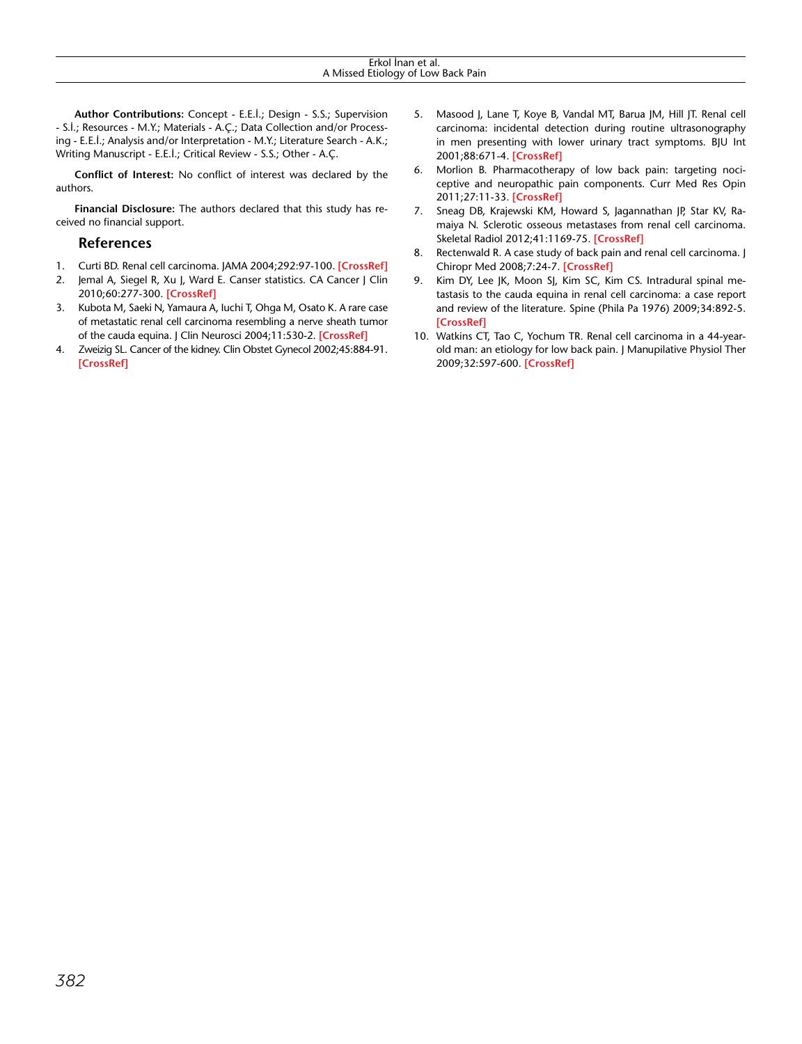**Author Contributions:** Concept - E.E.İ.; Design - S.S.; Supervision - S.İ.; Resources - M.Y.; Materials - A.Ç.; Data Collection and/or Processing - E.E.İ.; Analysis and/or Interpretation - M.Y.; Literature Search - A.K.; Writing Manuscript - E.E.İ.; Critical Review - S.S.; Other - A.Ç.

**Conflict of Interest:** No conflict of interest was declared by the authors.

**Financial Disclosure:** The authors declared that this study has received no financial support.

## References

1. Curti BD. Renal cell carcinoma. JAMA 2004;292:97-100. [CrossRef]
2. Jemal A, Siegel R, Xu J, Ward E. Canser statistics. CA Cancer J Clin 2010;60:277-300. [CrossRef]
3. Kubota M, Saeki N, Yamaura A, Iuchi T, Ohga M, Osato K. A rare case of metastatic renal cell carcinoma resembling a nerve sheath tumor of the cauda equina. J Clin Neurosci 2004;11:530-2. [CrossRef]
4. Zweizig SL. Cancer of the kidney. Clin Obstet Gynecol 2002;45:884-91. [CrossRef]
5. Masood J, Lane T, Koye B, Vandal MT, Barua JM, Hill JT. Renal cell carcinoma: incidental detection during routine ultrasonography in men presenting with lower urinary tract symptoms. BJU Int 2001;88:671-4. [CrossRef]
6. Morlion B. Pharmacotherapy of low back pain: targeting nociceptive and neuropathic pain components. Curr Med Res Opin 2011;27:11-33. [CrossRef]
7. Sneag DB, Krajewski KM, Howard S, Jagannathan JP, Star KV, Ramaiya N. Sclerotic osseous metastases from renal cell carcinoma. Skeletal Radiol 2012;41:1169-75. [CrossRef]
8. Rectenwald R. A case study of back pain and renal cell carcinoma. J Chiropr Med 2008;7:24-7. [CrossRef]
9. Kim DY, Lee JK, Moon SJ, Kim SC, Kim CS. Intradural spinal metastasis to the cauda equina in renal cell carcinoma: a case report and review of the literature. Spine (Phila Pa 1976) 2009;34:892-5. [CrossRef]
10. Watkins CT, Tao C, Yochum TR. Renal cell carcinoma in a 44-year-old man: an etiology for low back pain. J Manupilative Physiol Ther 2009;32:597-600. [CrossRef]